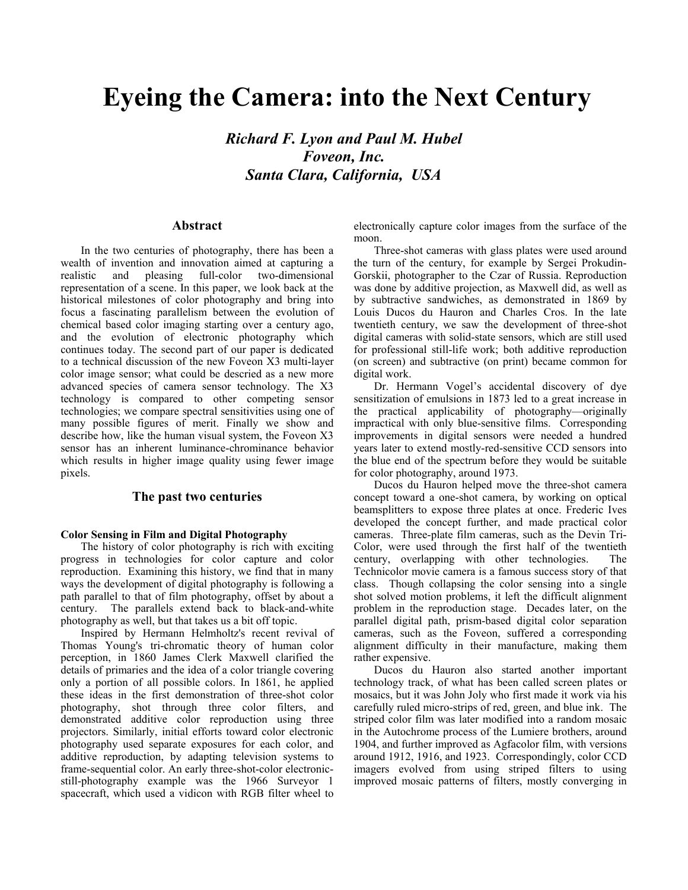# Eyeing the Camera: into the Next Century

***Richard F. Lyon and Paul M. Hubel***
***Foveon, Inc.***
***Santa Clara, California, USA***

## Abstract

In the two centuries of photography, there has been a wealth of invention and innovation aimed at capturing a realistic and pleasing full-color two-dimensional representation of a scene. In this paper, we look back at the historical milestones of color photography and bring into focus a fascinating parallelism between the evolution of chemical based color imaging starting over a century ago, and the evolution of electronic photography which continues today. The second part of our paper is dedicated to a technical discussion of the new Foveon X3 multi-layer color image sensor; what could be descried as a new more advanced species of camera sensor technology. The X3 technology is compared to other competing sensor technologies; we compare spectral sensitivities using one of many possible figures of merit. Finally we show and describe how, like the human visual system, the Foveon X3 sensor has an inherent luminance-chrominance behavior which results in higher image quality using fewer image pixels.

## The past two centuries

### Color Sensing in Film and Digital Photography

The history of color photography is rich with exciting progress in technologies for color capture and color reproduction. Examining this history, we find that in many ways the development of digital photography is following a path parallel to that of film photography, offset by about a century. The parallels extend back to black-and-white photography as well, but that takes us a bit off topic.

Inspired by Hermann Helmholtz's recent revival of Thomas Young's tri-chromatic theory of human color perception, in 1860 James Clerk Maxwell clarified the details of primaries and the idea of a color triangle covering only a portion of all possible colors. In 1861, he applied these ideas in the first demonstration of three-shot color photography, shot through three color filters, and demonstrated additive color reproduction using three projectors. Similarly, initial efforts toward color electronic photography used separate exposures for each color, and additive reproduction, by adapting television systems to frame-sequential color. An early three-shot-color electronic-still-photography example was the 1966 Surveyor 1 spacecraft, which used a vidicon with RGB filter wheel to electronically capture color images from the surface of the moon.

Three-shot cameras with glass plates were used around the turn of the century, for example by Sergei Prokudin-Gorskii, photographer to the Czar of Russia. Reproduction was done by additive projection, as Maxwell did, as well as by subtractive sandwiches, as demonstrated in 1869 by Louis Ducos du Hauron and Charles Cros. In the late twentieth century, we saw the development of three-shot digital cameras with solid-state sensors, which are still used for professional still-life work; both additive reproduction (on screen) and subtractive (on print) became common for digital work.

Dr. Hermann Vogel's accidental discovery of dye sensitization of emulsions in 1873 led to a great increase in the practical applicability of photography—originally impractical with only blue-sensitive films. Corresponding improvements in digital sensors were needed a hundred years later to extend mostly-red-sensitive CCD sensors into the blue end of the spectrum before they would be suitable for color photography, around 1973.

Ducos du Hauron helped move the three-shot camera concept toward a one-shot camera, by working on optical beamsplitters to expose three plates at once. Frederic Ives developed the concept further, and made practical color cameras. Three-plate film cameras, such as the Devin Tri-Color, were used through the first half of the twentieth century, overlapping with other technologies. The Technicolor movie camera is a famous success story of that class. Though collapsing the color sensing into a single shot solved motion problems, it left the difficult alignment problem in the reproduction stage. Decades later, on the parallel digital path, prism-based digital color separation cameras, such as the Foveon, suffered a corresponding alignment difficulty in their manufacture, making them rather expensive.

Ducos du Hauron also started another important technology track, of what has been called screen plates or mosaics, but it was John Joly who first made it work via his carefully ruled micro-strips of red, green, and blue ink. The striped color film was later modified into a random mosaic in the Autochrome process of the Lumiere brothers, around 1904, and further improved as Agfacolor film, with versions around 1912, 1916, and 1923. Correspondingly, color CCD imagers evolved from using striped filters to using improved mosaic patterns of filters, mostly converging in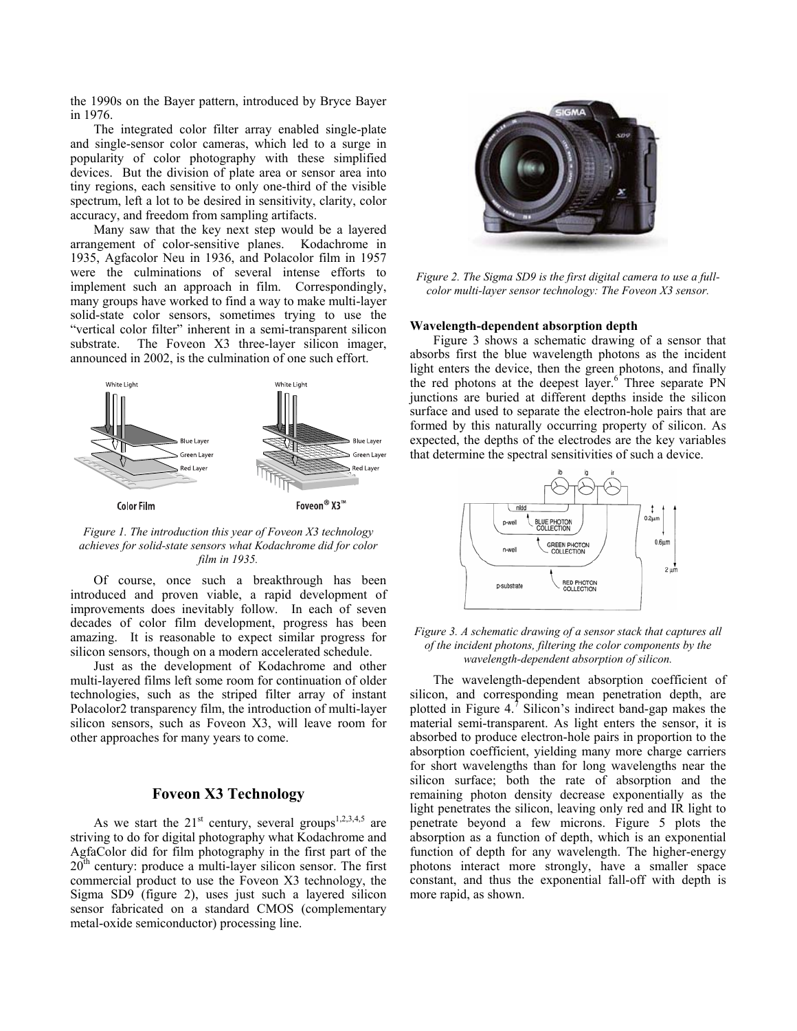the 1990s on the Bayer pattern, introduced by Bryce Bayer in 1976.

The integrated color filter array enabled single-plate and single-sensor color cameras, which led to a surge in popularity of color photography with these simplified devices. But the division of plate area or sensor area into tiny regions, each sensitive to only one-third of the visible spectrum, left a lot to be desired in sensitivity, clarity, color accuracy, and freedom from sampling artifacts.

Many saw that the key next step would be a layered arrangement of color-sensitive planes. Kodachrome in 1935, Agfacolor Neu in 1936, and Polacolor film in 1957 were the culminations of several intense efforts to implement such an approach in film. Correspondingly, many groups have worked to find a way to make multi-layer solid-state color sensors, sometimes trying to use the "vertical color filter" inherent in a semi-transparent silicon substrate. The Foveon X3 three-layer silicon imager, announced in 2002, is the culmination of one such effort.

*Figure 1. The introduction this year of Foveon X3 technology achieves for solid-state sensors what Kodachrome did for color film in 1935.*

Of course, once such a breakthrough has been introduced and proven viable, a rapid development of improvements does inevitably follow. In each of seven decades of color film development, progress has been amazing. It is reasonable to expect similar progress for silicon sensors, though on a modern accelerated schedule.

Just as the development of Kodachrome and other multi-layered films left some room for continuation of older technologies, such as the striped filter array of instant Polacolor2 transparency film, the introduction of multi-layer silicon sensors, such as Foveon X3, will leave room for other approaches for many years to come.

## Foveon X3 Technology

As we start the 21st century, several groups[1,2,3,4,5] are striving to do for digital photography what Kodachrome and AgfaColor did for film photography in the first part of the 20th century: produce a multi-layer silicon sensor. The first commercial product to use the Foveon X3 technology, the Sigma SD9 (figure 2), uses just such a layered silicon sensor fabricated on a standard CMOS (complementary metal-oxide semiconductor) processing line.

*Figure 2. The Sigma SD9 is the first digital camera to use a full-color multi-layer sensor technology: The Foveon X3 sensor.*

### Wavelength-dependent absorption depth

Figure 3 shows a schematic drawing of a sensor that absorbs first the blue wavelength photons as the incident light enters the device, then the green photons, and finally the red photons at the deepest layer.[6] Three separate PN junctions are buried at different depths inside the silicon surface and used to separate the electron-hole pairs that are formed by this naturally occurring property of silicon. As expected, the depths of the electrodes are the key variables that determine the spectral sensitivities of such a device.

*Figure 3. A schematic drawing of a sensor stack that captures all of the incident photons, filtering the color components by the wavelength-dependent absorption of silicon.*

The wavelength-dependent absorption coefficient of silicon, and corresponding mean penetration depth, are plotted in Figure 4.[7] Silicon's indirect band-gap makes the material semi-transparent. As light enters the sensor, it is absorbed to produce electron-hole pairs in proportion to the absorption coefficient, yielding many more charge carriers for short wavelengths than for long wavelengths near the silicon surface; both the rate of absorption and the remaining photon density decrease exponentially as the light penetrates the silicon, leaving only red and IR light to penetrate beyond a few microns. Figure 5 plots the absorption as a function of depth, which is an exponential function of depth for any wavelength. The higher-energy photons interact more strongly, have a smaller space constant, and thus the exponential fall-off with depth is more rapid, as shown.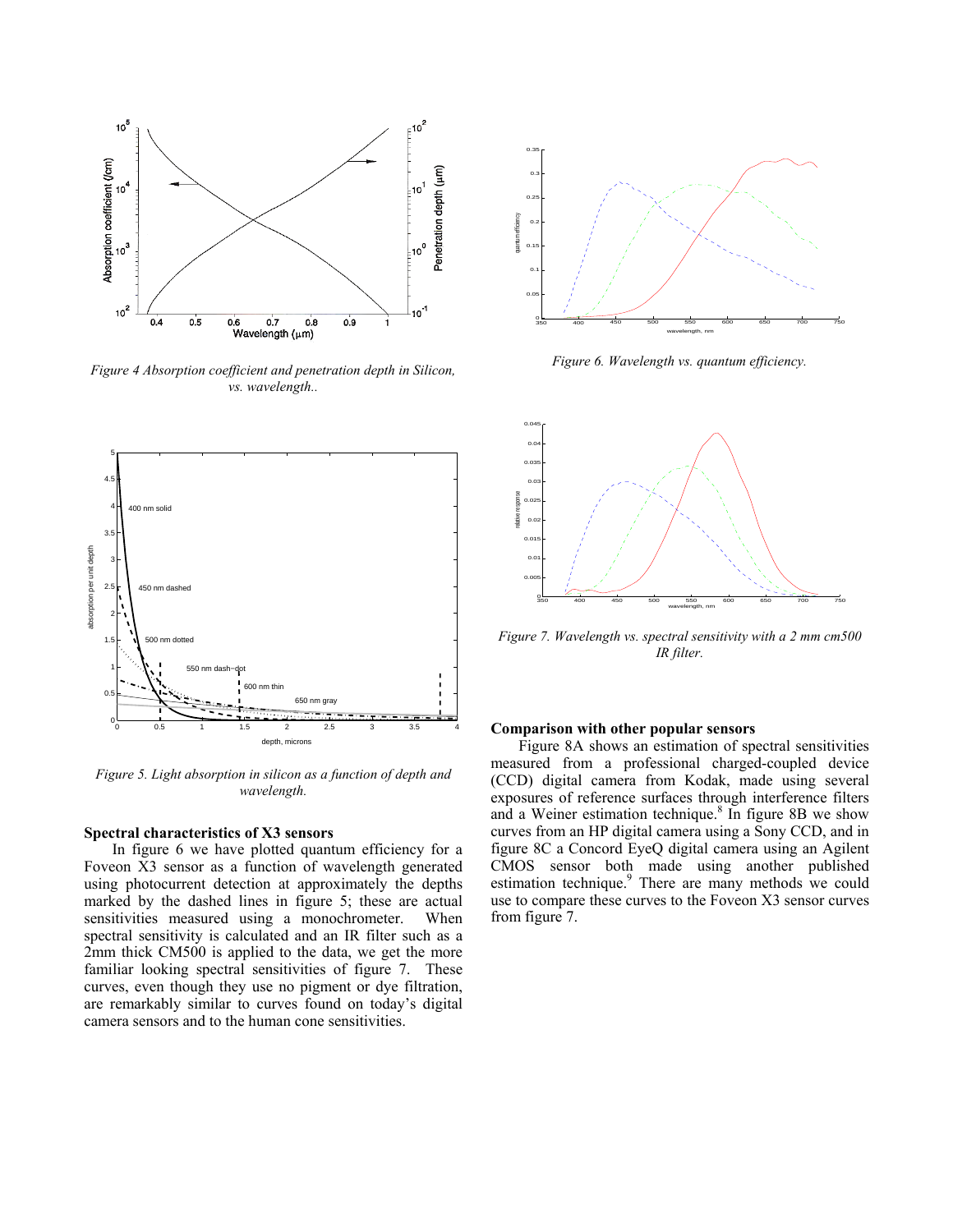*Figure 4 Absorption coefficient and penetration depth in Silicon, vs. wavelength..*

*Figure 5. Light absorption in silicon as a function of depth and wavelength.*

### Spectral characteristics of X3 sensors

In figure 6 we have plotted quantum efficiency for a Foveon X3 sensor as a function of wavelength generated using photocurrent detection at approximately the depths marked by the dashed lines in figure 5; these are actual sensitivities measured using a monochrometer. When spectral sensitivity is calculated and an IR filter such as a 2mm thick CM500 is applied to the data, we get the more familiar looking spectral sensitivities of figure 7. These curves, even though they use no pigment or dye filtration, are remarkably similar to curves found on today's digital camera sensors and to the human cone sensitivities.

*Figure 6. Wavelength vs. quantum efficiency.*

*Figure 7. Wavelength vs. spectral sensitivity with a 2 mm cm500 IR filter.*

### Comparison with other popular sensors

Figure 8A shows an estimation of spectral sensitivities measured from a professional charged-coupled device (CCD) digital camera from Kodak, made using several exposures of reference surfaces through interference filters and a Weiner estimation technique.[8] In figure 8B we show curves from an HP digital camera using a Sony CCD, and in figure 8C a Concord EyeQ digital camera using an Agilent CMOS sensor both made using another published estimation technique.[9] There are many methods we could use to compare these curves to the Foveon X3 sensor curves from figure 7.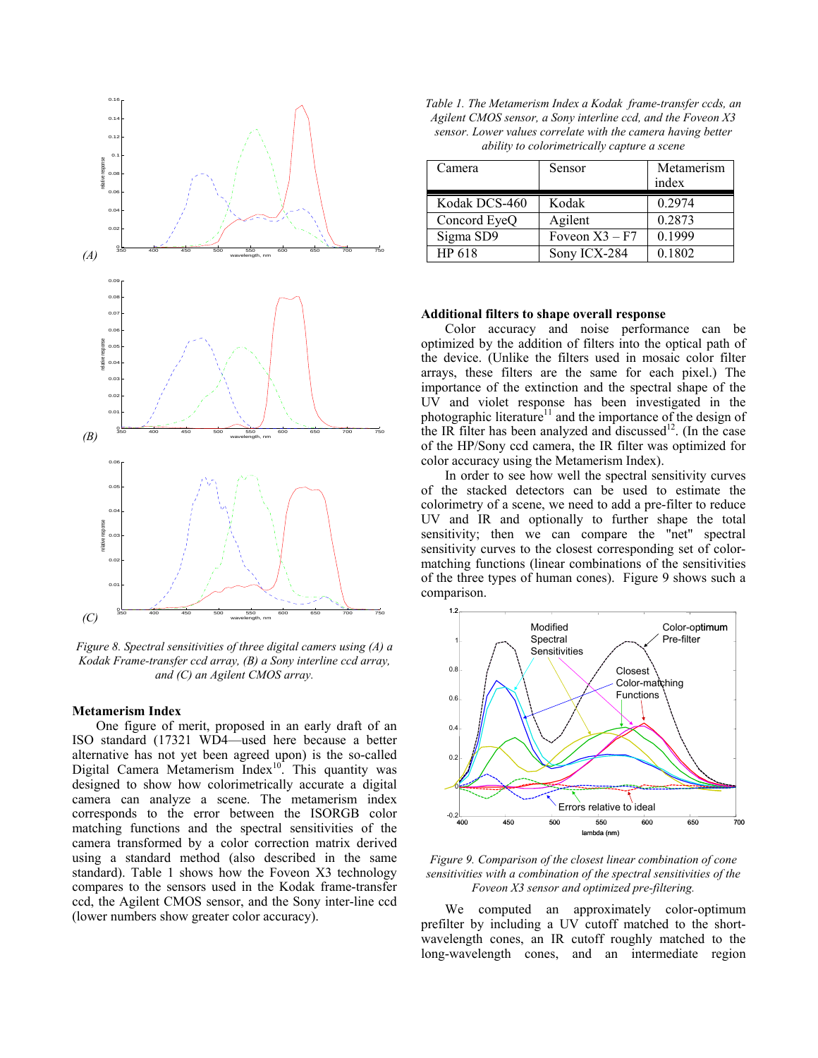Figure 8. Spectral sensitivities of three digital camers using (A) a Kodak Frame-transfer ccd array, (B) a Sony interline ccd array, and (C) an Agilent CMOS array.

## Metamerism Index

One figure of merit, proposed in an early draft of an ISO standard (17321 WD4—used here because a better alternative has not yet been agreed upon) is the so-called Digital Camera Metamerism Index[10]. This quantity was designed to show how colorimetrically accurate a digital camera can analyze a scene. The metamerism index corresponds to the error between the ISORGB color matching functions and the spectral sensitivities of the camera transformed by a color correction matrix derived using a standard method (also described in the same standard). Table 1 shows how the Foveon X3 technology compares to the sensors used in the Kodak frame-transfer ccd, the Agilent CMOS sensor, and the Sony inter-line ccd (lower numbers show greater color accuracy).

*Table 1. The Metamerism Index a Kodak frame-transfer ccds, an Agilent CMOS sensor, a Sony interline ccd, and the Foveon X3 sensor. Lower values correlate with the camera having better ability to colorimetrically capture a scene*

| Camera | Sensor | Metamerism index |
|---|---|---|
| Kodak DCS-460 | Kodak | 0.2974 |
| Concord EyeQ | Agilent | 0.2873 |
| Sigma SD9 | Foveon X3 – F7 | 0.1999 |
| HP 618 | Sony ICX-284 | 0.1802 |

## Additional filters to shape overall response

Color accuracy and noise performance can be optimized by the addition of filters into the optical path of the device. (Unlike the filters used in mosaic color filter arrays, these filters are the same for each pixel.) The importance of the extinction and the spectral shape of the UV and violet response has been investigated in the photographic literature[11] and the importance of the design of the IR filter has been analyzed and discussed[12]. (In the case of the HP/Sony ccd camera, the IR filter was optimized for color accuracy using the Metamerism Index).

In order to see how well the spectral sensitivity curves of the stacked detectors can be used to estimate the colorimetry of a scene, we need to add a pre-filter to reduce UV and IR and optionally to further shape the total sensitivity; then we can compare the "net" spectral sensitivity curves to the closest corresponding set of color-matching functions (linear combinations of the sensitivities of the three types of human cones). Figure 9 shows such a comparison.

*Figure 9. Comparison of the closest linear combination of cone sensitivities with a combination of the spectral sensitivities of the Foveon X3 sensor and optimized pre-filtering.*

We computed an approximately color-optimum prefilter by including a UV cutoff matched to the short-wavelength cones, an IR cutoff roughly matched to the long-wavelength cones, and an intermediate region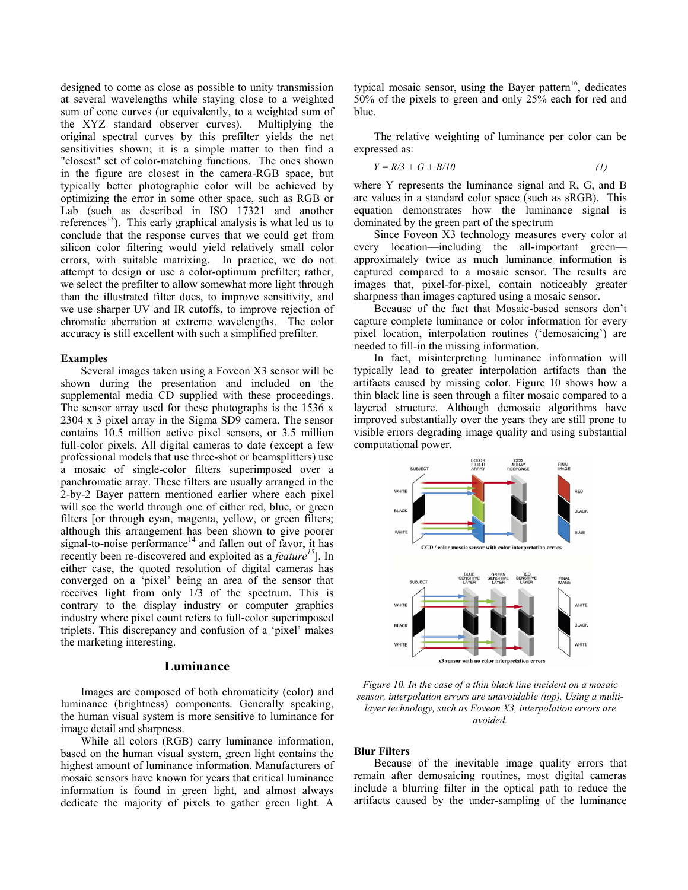designed to come as close as possible to unity transmission at several wavelengths while staying close to a weighted sum of cone curves (or equivalently, to a weighted sum of the XYZ standard observer curves). Multiplying the original spectral curves by this prefilter yields the net sensitivities shown; it is a simple matter to then find a "closest" set of color-matching functions. The ones shown in the figure are closest in the camera-RGB space, but typically better photographic color will be achieved by optimizing the error in some other space, such as RGB or Lab (such as described in ISO 17321 and another references[13]). This early graphical analysis is what led us to conclude that the response curves that we could get from silicon color filtering would yield relatively small color errors, with suitable matrixing. In practice, we do not attempt to design or use a color-optimum prefilter; rather, we select the prefilter to allow somewhat more light through than the illustrated filter does, to improve sensitivity, and we use sharper UV and IR cutoffs, to improve rejection of chromatic aberration at extreme wavelengths. The color accuracy is still excellent with such a simplified prefilter.

**Examples**

Several images taken using a Foveon X3 sensor will be shown during the presentation and included on the supplemental media CD supplied with these proceedings. The sensor array used for these photographs is the 1536 x 2304 x 3 pixel array in the Sigma SD9 camera. The sensor contains 10.5 million active pixel sensors, or 3.5 million full-color pixels. All digital cameras to date (except a few professional models that use three-shot or beamsplitters) use a mosaic of single-color filters superimposed over a panchromatic array. These filters are usually arranged in the 2-by-2 Bayer pattern mentioned earlier where each pixel will see the world through one of either red, blue, or green filters [or through cyan, magenta, yellow, or green filters; although this arrangement has been shown to give poorer signal-to-noise performance[14] and fallen out of favor, it has recently been re-discovered and exploited as a *feature*[15]]. In either case, the quoted resolution of digital cameras has converged on a 'pixel' being an area of the sensor that receives light from only 1/3 of the spectrum. This is contrary to the display industry or computer graphics industry where pixel count refers to full-color superimposed triplets. This discrepancy and confusion of a 'pixel' makes the marketing interesting.

## Luminance

Images are composed of both chromaticity (color) and luminance (brightness) components. Generally speaking, the human visual system is more sensitive to luminance for image detail and sharpness.

While all colors (RGB) carry luminance information, based on the human visual system, green light contains the highest amount of luminance information. Manufacturers of mosaic sensors have known for years that critical luminance information is found in green light, and almost always dedicate the majority of pixels to gather green light. A typical mosaic sensor, using the Bayer pattern[16], dedicates 50% of the pixels to green and only 25% each for red and blue.

The relative weighting of luminance per color can be expressed as:

$$Y = R/3 + G + B/10 \qquad (1)$$

where Y represents the luminance signal and R, G, and B are values in a standard color space (such as sRGB). This equation demonstrates how the luminance signal is dominated by the green part of the spectrum

Since Foveon X3 technology measures every color at every location—including the all-important green—approximately twice as much luminance information is captured compared to a mosaic sensor. The results are images that, pixel-for-pixel, contain noticeably greater sharpness than images captured using a mosaic sensor.

Because of the fact that Mosaic-based sensors don't capture complete luminance or color information for every pixel location, interpolation routines ('demosaicing') are needed to fill-in the missing information.

In fact, misinterpreting luminance information will typically lead to greater interpolation artifacts than the artifacts caused by missing color. Figure 10 shows how a thin black line is seen through a filter mosaic compared to a layered structure. Although demosaic algorithms have improved substantially over the years they are still prone to visible errors degrading image quality and using substantial computational power.

*Figure 10. In the case of a thin black line incident on a mosaic sensor, interpolation errors are unavoidable (top). Using a multi-layer technology, such as Foveon X3, interpolation errors are avoided.*

**Blur Filters**

Because of the inevitable image quality errors that remain after demosaicing routines, most digital cameras include a blurring filter in the optical path to reduce the artifacts caused by the under-sampling of the luminance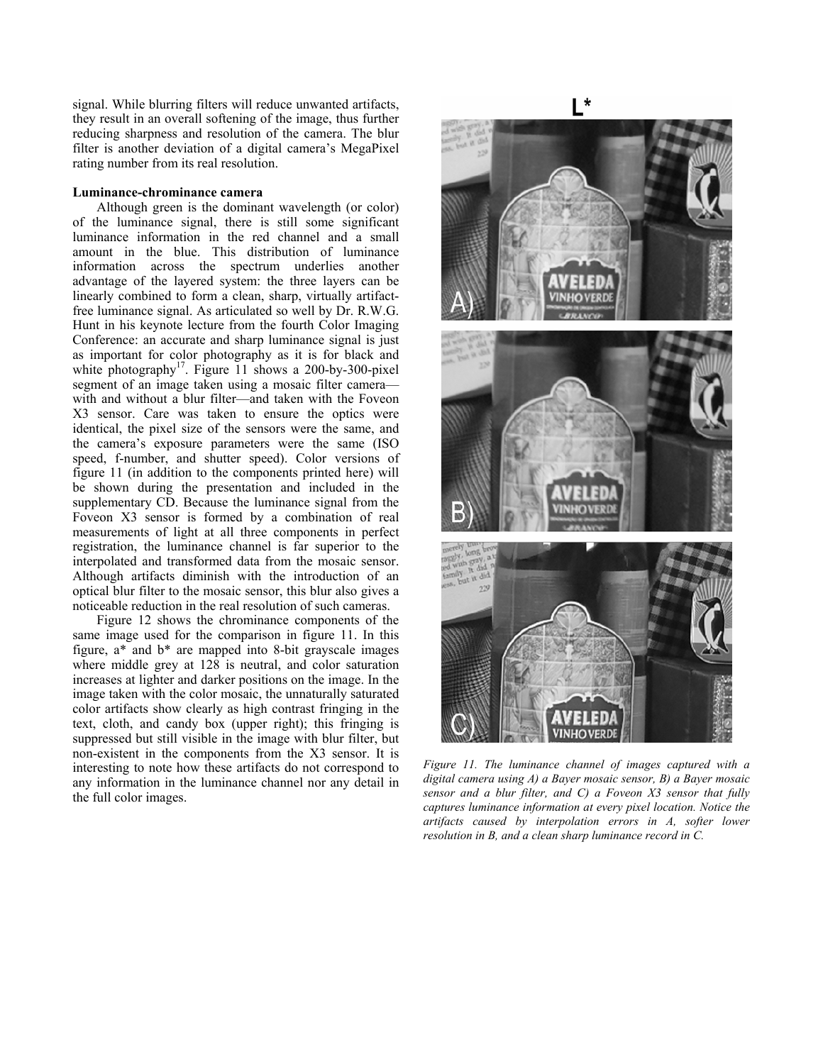signal. While blurring filters will reduce unwanted artifacts, they result in an overall softening of the image, thus further reducing sharpness and resolution of the camera. The blur filter is another deviation of a digital camera's MegaPixel rating number from its real resolution.

**Luminance-chrominance camera**

Although green is the dominant wavelength (or color) of the luminance signal, there is still some significant luminance information in the red channel and a small amount in the blue. This distribution of luminance information across the spectrum underlies another advantage of the layered system: the three layers can be linearly combined to form a clean, sharp, virtually artifact-free luminance signal. As articulated so well by Dr. R.W.G. Hunt in his keynote lecture from the fourth Color Imaging Conference: an accurate and sharp luminance signal is just as important for color photography as it is for black and white photography[17]. Figure 11 shows a 200-by-300-pixel segment of an image taken using a mosaic filter camera—with and without a blur filter—and taken with the Foveon X3 sensor. Care was taken to ensure the optics were identical, the pixel size of the sensors were the same, and the camera's exposure parameters were the same (ISO speed, f-number, and shutter speed). Color versions of figure 11 (in addition to the components printed here) will be shown during the presentation and included in the supplementary CD. Because the luminance signal from the Foveon X3 sensor is formed by a combination of real measurements of light at all three components in perfect registration, the luminance channel is far superior to the interpolated and transformed data from the mosaic sensor. Although artifacts diminish with the introduction of an optical blur filter to the mosaic sensor, this blur also gives a noticeable reduction in the real resolution of such cameras.

Figure 12 shows the chrominance components of the same image used for the comparison in figure 11. In this figure, a* and b* are mapped into 8-bit grayscale images where middle grey at 128 is neutral, and color saturation increases at lighter and darker positions on the image. In the image taken with the color mosaic, the unnaturally saturated color artifacts show clearly as high contrast fringing in the text, cloth, and candy box (upper right); this fringing is suppressed but still visible in the image with blur filter, but non-existent in the components from the X3 sensor. It is interesting to note how these artifacts do not correspond to any information in the luminance channel nor any detail in the full color images.

*Figure 11. The luminance channel of images captured with a digital camera using A) a Bayer mosaic sensor, B) a Bayer mosaic sensor and a blur filter, and C) a Foveon X3 sensor that fully captures luminance information at every pixel location. Notice the artifacts caused by interpolation errors in A, softer lower resolution in B, and a clean sharp luminance record in C.*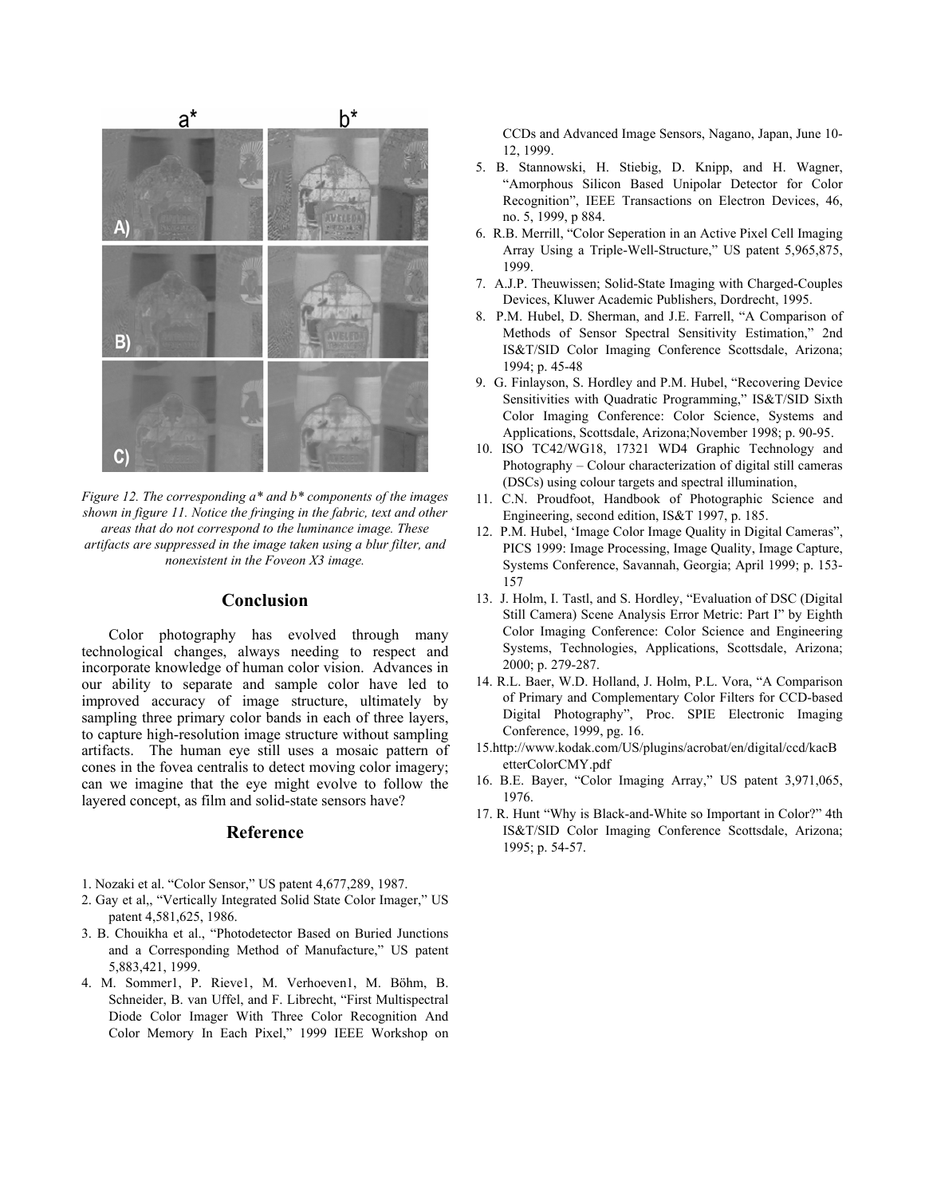a*

b*

A)

B)

C)

*Figure 12. The corresponding a* and b* components of the images shown in figure 11. Notice the fringing in the fabric, text and other areas that do not correspond to the luminance image. These artifacts are suppressed in the image taken using a blur filter, and nonexistent in the Foveon X3 image.*

## Conclusion

Color photography has evolved through many technological changes, always needing to respect and incorporate knowledge of human color vision. Advances in our ability to separate and sample color have led to improved accuracy of image structure, ultimately by sampling three primary color bands in each of three layers, to capture high-resolution image structure without sampling artifacts. The human eye still uses a mosaic pattern of cones in the fovea centralis to detect moving color imagery; can we imagine that the eye might evolve to follow the layered concept, as film and solid-state sensors have?

## Reference

1. Nozaki et al. "Color Sensor," US patent 4,677,289, 1987.
2. Gay et al,, "Vertically Integrated Solid State Color Imager," US patent 4,581,625, 1986.
3. B. Chouikha et al., "Photodetector Based on Buried Junctions and a Corresponding Method of Manufacture," US patent 5,883,421, 1999.
4. M. Sommer1, P. Rieve1, M. Verhoeven1, M. Böhm, B. Schneider, B. van Uffel, and F. Librecht, "First Multispectral Diode Color Imager With Three Color Recognition And Color Memory In Each Pixel," 1999 IEEE Workshop on CCDs and Advanced Image Sensors, Nagano, Japan, June 10-12, 1999.
5. B. Stannowski, H. Stiebig, D. Knipp, and H. Wagner, "Amorphous Silicon Based Unipolar Detector for Color Recognition", IEEE Transactions on Electron Devices, 46, no. 5, 1999, p 884.
6. R.B. Merrill, "Color Seperation in an Active Pixel Cell Imaging Array Using a Triple-Well-Structure," US patent 5,965,875, 1999.
7. A.J.P. Theuwissen; Solid-State Imaging with Charged-Couples Devices, Kluwer Academic Publishers, Dordrecht, 1995.
8. P.M. Hubel, D. Sherman, and J.E. Farrell, "A Comparison of Methods of Sensor Spectral Sensitivity Estimation," 2nd IS&T/SID Color Imaging Conference Scottsdale, Arizona; 1994; p. 45-48
9. G. Finlayson, S. Hordley and P.M. Hubel, "Recovering Device Sensitivities with Quadratic Programming," IS&T/SID Sixth Color Imaging Conference: Color Science, Systems and Applications, Scottsdale, Arizona;November 1998; p. 90-95.
10. ISO TC42/WG18, 17321 WD4 Graphic Technology and Photography – Colour characterization of digital still cameras (DSCs) using colour targets and spectral illumination,
11. C.N. Proudfoot, Handbook of Photographic Science and Engineering, second edition, IS&T 1997, p. 185.
12. P.M. Hubel, 'Image Color Image Quality in Digital Cameras", PICS 1999: Image Processing, Image Quality, Image Capture, Systems Conference, Savannah, Georgia; April 1999; p. 153-157
13. J. Holm, I. Tastl, and S. Hordley, "Evaluation of DSC (Digital Still Camera) Scene Analysis Error Metric: Part I" by Eighth Color Imaging Conference: Color Science and Engineering Systems, Technologies, Applications, Scottsdale, Arizona; 2000; p. 279-287.
14. R.L. Baer, W.D. Holland, J. Holm, P.L. Vora, "A Comparison of Primary and Complementary Color Filters for CCD-based Digital Photography", Proc. SPIE Electronic Imaging Conference, 1999, pg. 16.
15. http://www.kodak.com/US/plugins/acrobat/en/digital/ccd/kacBetterColorCMY.pdf
16. B.E. Bayer, "Color Imaging Array," US patent 3,971,065, 1976.
17. R. Hunt "Why is Black-and-White so Important in Color?" 4th IS&T/SID Color Imaging Conference Scottsdale, Arizona; 1995; p. 54-57.